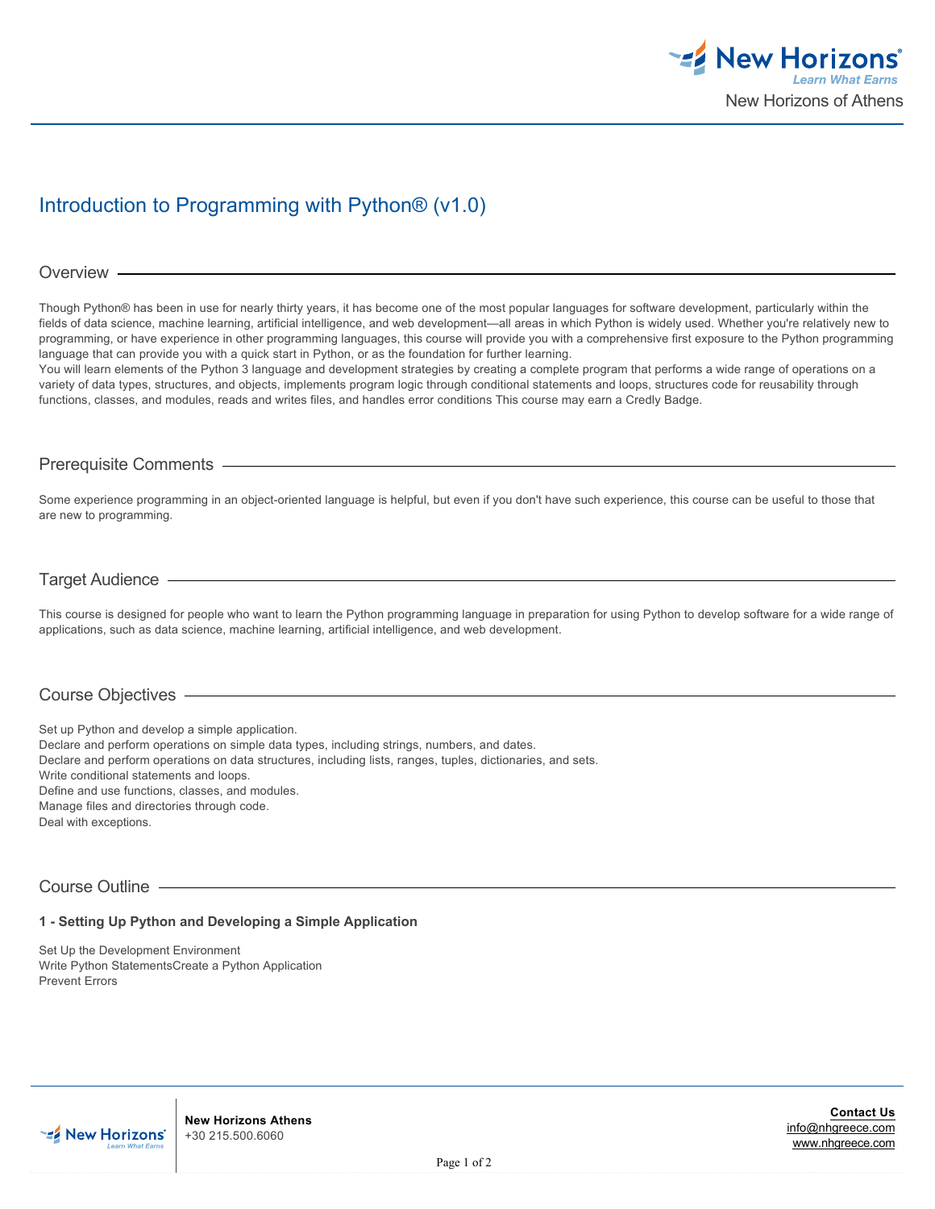# Introduction to Programming with Python® (v1.0)

## Overview

Though Python® has been in use for nearly thirty years, it has become one of the most popular languages for software development, particularly within the fields of data science, machine learning, artificial intelligence, and web development—all areas in which Python is widely used. Whether you're relatively new to programming, or have experience in other programming languages, this course will provide you with a comprehensive first exposure to the Python programming language that can provide you with a quick start in Python, or as the foundation for further learning.
You will learn elements of the Python 3 language and development strategies by creating a complete program that performs a wide range of operations on a variety of data types, structures, and objects, implements program logic through conditional statements and loops, structures code for reusability through functions, classes, and modules, reads and writes files, and handles error conditions This course may earn a Credly Badge.

## Prerequisite Comments

Some experience programming in an object-oriented language is helpful, but even if you don't have such experience, this course can be useful to those that are new to programming.

## Target Audience

This course is designed for people who want to learn the Python programming language in preparation for using Python to develop software for a wide range of applications, such as data science, machine learning, artificial intelligence, and web development.

## Course Objectives

Set up Python and develop a simple application.
Declare and perform operations on simple data types, including strings, numbers, and dates.
Declare and perform operations on data structures, including lists, ranges, tuples, dictionaries, and sets.
Write conditional statements and loops.
Define and use functions, classes, and modules.
Manage files and directories through code.
Deal with exceptions.

## Course Outline

**1 - Setting Up Python and Developing a Simple Application**

Set Up the Development Environment
Write Python StatementsCreate a Python Application
Prevent Errors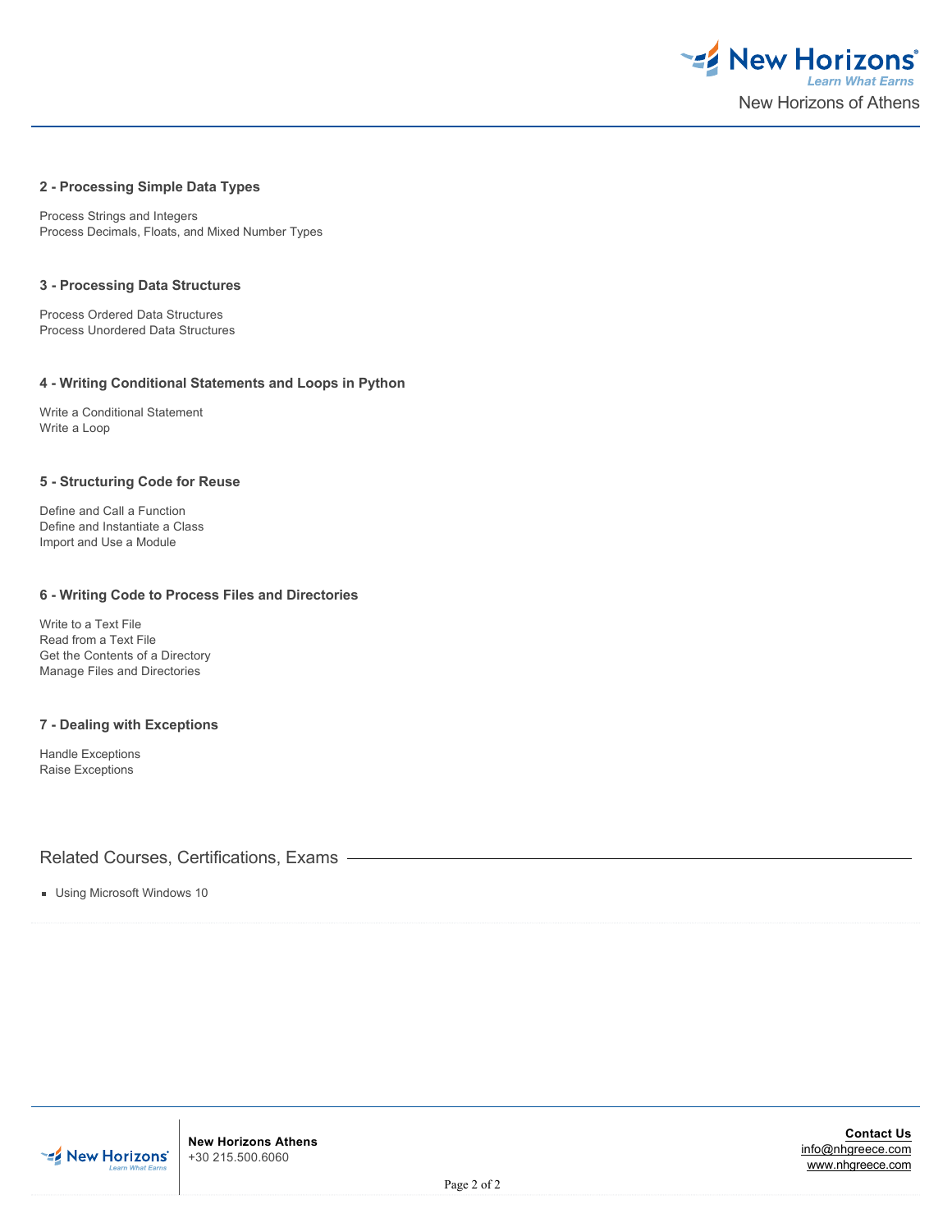### 2 - Processing Simple Data Types

Process Strings and Integers
Process Decimals, Floats, and Mixed Number Types

### 3 - Processing Data Structures

Process Ordered Data Structures
Process Unordered Data Structures

### 4 - Writing Conditional Statements and Loops in Python

Write a Conditional Statement
Write a Loop

### 5 - Structuring Code for Reuse

Define and Call a Function
Define and Instantiate a Class
Import and Use a Module

### 6 - Writing Code to Process Files and Directories

Write to a Text File
Read from a Text File
Get the Contents of a Directory
Manage Files and Directories

### 7 - Dealing with Exceptions

Handle Exceptions
Raise Exceptions

## Related Courses, Certifications, Exams

- Using Microsoft Windows 10

**New Horizons Athens**
+30 215.500.6060

**Contact Us**
info@nhgreece.com
www.nhgreece.com